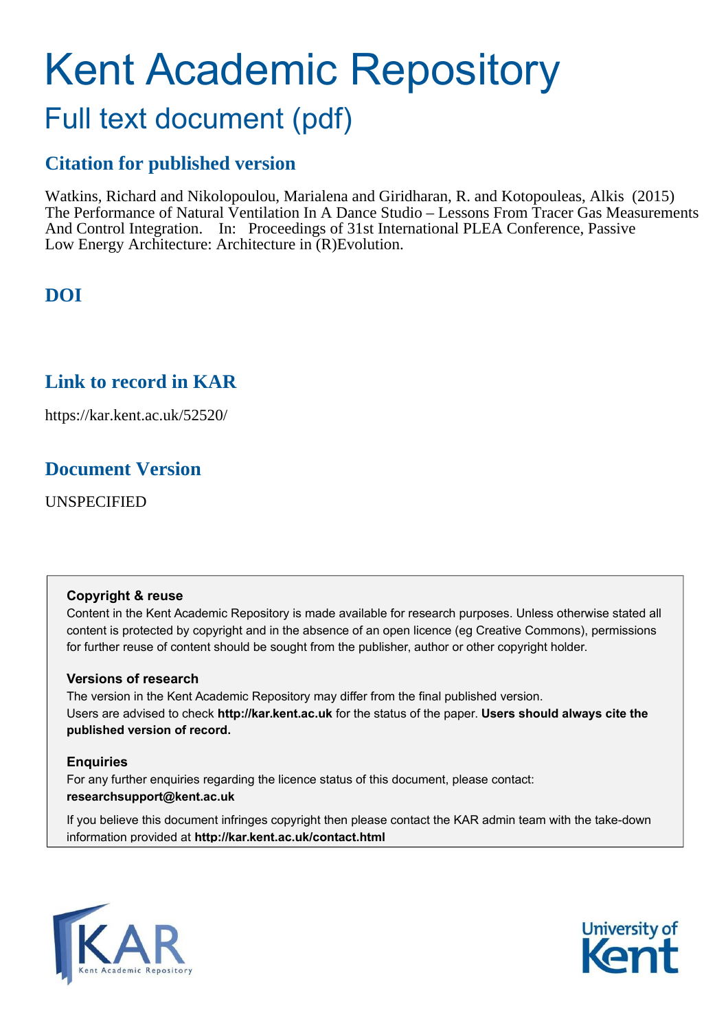# Kent Academic Repository

## Full text document (pdf)

## Citation for published version

Watkins, Richard and Nikolopoulou, Marialena and Giridharan, R. and Kotopouleas, Alkis (2015) The Performance of Natural Ventilation In A Dance Studio – Lessons From Tracer Gas Measurements And Control Integration. In: Proceedings of 31st International PLEA Conference, Passive Low Energy Architecture: Architecture in (R)Evolution.

## DOI

## Link to record in KAR

https://kar.kent.ac.uk/52520/

## Document Version

UNSPECIFIED

**Copyright & reuse**

Content in the Kent Academic Repository is made available for research purposes. Unless otherwise stated all content is protected by copyright and in the absence of an open licence (eg Creative Commons), permissions for further reuse of content should be sought from the publisher, author or other copyright holder.

**Versions of research**

The version in the Kent Academic Repository may differ from the final published version. Users are advised to check **http://kar.kent.ac.uk** for the status of the paper. **Users should always cite the published version of record.**

**Enquiries**

For any further enquiries regarding the licence status of this document, please contact: **researchsupport@kent.ac.uk**

If you believe this document infringes copyright then please contact the KAR admin team with the take-down information provided at **http://kar.kent.ac.uk/contact.html**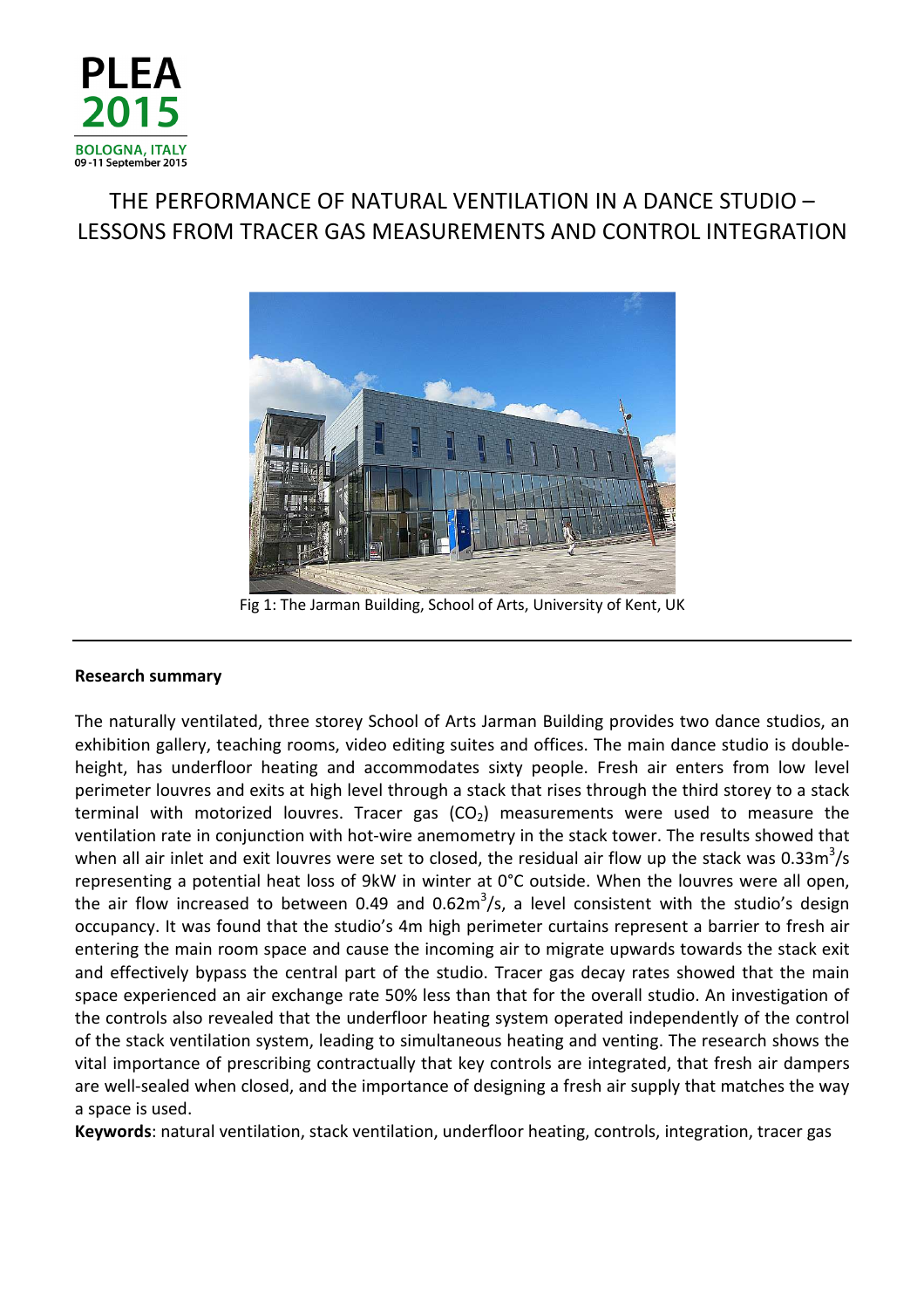# THE PERFORMANCE OF NATURAL VENTILATION IN A DANCE STUDIO – LESSONS FROM TRACER GAS MEASUREMENTS AND CONTROL INTEGRATION

Fig 1: The Jarman Building, School of Arts, University of Kent, UK

---

**Research summary**

The naturally ventilated, three storey School of Arts Jarman Building provides two dance studios, an exhibition gallery, teaching rooms, video editing suites and offices. The main dance studio is double-height, has underfloor heating and accommodates sixty people. Fresh air enters from low level perimeter louvres and exits at high level through a stack that rises through the third storey to a stack terminal with motorized louvres. Tracer gas ($CO_2$) measurements were used to measure the ventilation rate in conjunction with hot-wire anemometry in the stack tower. The results showed that when all air inlet and exit louvres were set to closed, the residual air flow up the stack was $0.33m^3/s$ representing a potential heat loss of 9kW in winter at 0°C outside. When the louvres were all open, the air flow increased to between 0.49 and $0.62m^3/s$, a level consistent with the studio's design occupancy. It was found that the studio's 4m high perimeter curtains represent a barrier to fresh air entering the main room space and cause the incoming air to migrate upwards towards the stack exit and effectively bypass the central part of the studio. Tracer gas decay rates showed that the main space experienced an air exchange rate 50% less than that for the overall studio. An investigation of the controls also revealed that the underfloor heating system operated independently of the control of the stack ventilation system, leading to simultaneous heating and venting. The research shows the vital importance of prescribing contractually that key controls are integrated, that fresh air dampers are well-sealed when closed, and the importance of designing a fresh air supply that matches the way a space is used.

**Keywords**: natural ventilation, stack ventilation, underfloor heating, controls, integration, tracer gas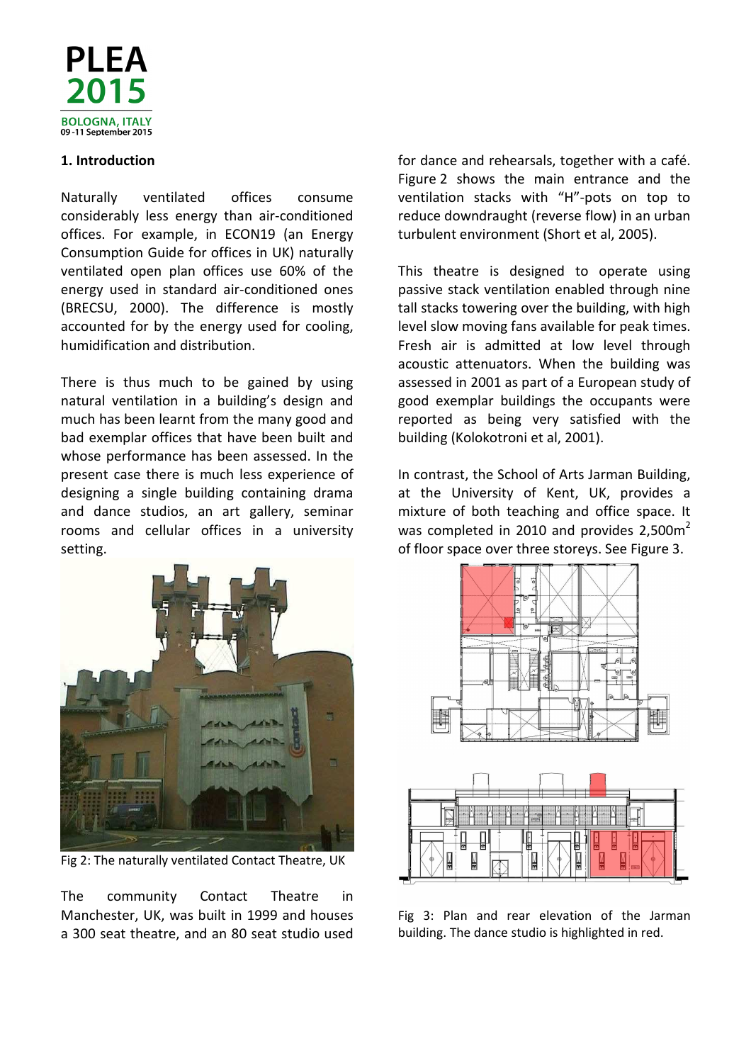## 1. Introduction

Naturally ventilated offices consume considerably less energy than air-conditioned offices. For example, in ECON19 (an Energy Consumption Guide for offices in UK) naturally ventilated open plan offices use 60% of the energy used in standard air-conditioned ones (BRECSU, 2000). The difference is mostly accounted for by the energy used for cooling, humidification and distribution.

There is thus much to be gained by using natural ventilation in a building's design and much has been learnt from the many good and bad exemplar offices that have been built and whose performance has been assessed. In the present case there is much less experience of designing a single building containing drama and dance studios, an art gallery, seminar rooms and cellular offices in a university setting.

Fig 2: The naturally ventilated Contact Theatre, UK

The community Contact Theatre in Manchester, UK, was built in 1999 and houses a 300 seat theatre, and an 80 seat studio used for dance and rehearsals, together with a café. Figure 2 shows the main entrance and the ventilation stacks with "H"-pots on top to reduce downdraught (reverse flow) in an urban turbulent environment (Short et al, 2005).

This theatre is designed to operate using passive stack ventilation enabled through nine tall stacks towering over the building, with high level slow moving fans available for peak times. Fresh air is admitted at low level through acoustic attenuators. When the building was assessed in 2001 as part of a European study of good exemplar buildings the occupants were reported as being very satisfied with the building (Kolokotroni et al, 2001).

In contrast, the School of Arts Jarman Building, at the University of Kent, UK, provides a mixture of both teaching and office space. It was completed in 2010 and provides 2,500m$^2$ of floor space over three storeys. See Figure 3.

Fig 3: Plan and rear elevation of the Jarman building. The dance studio is highlighted in red.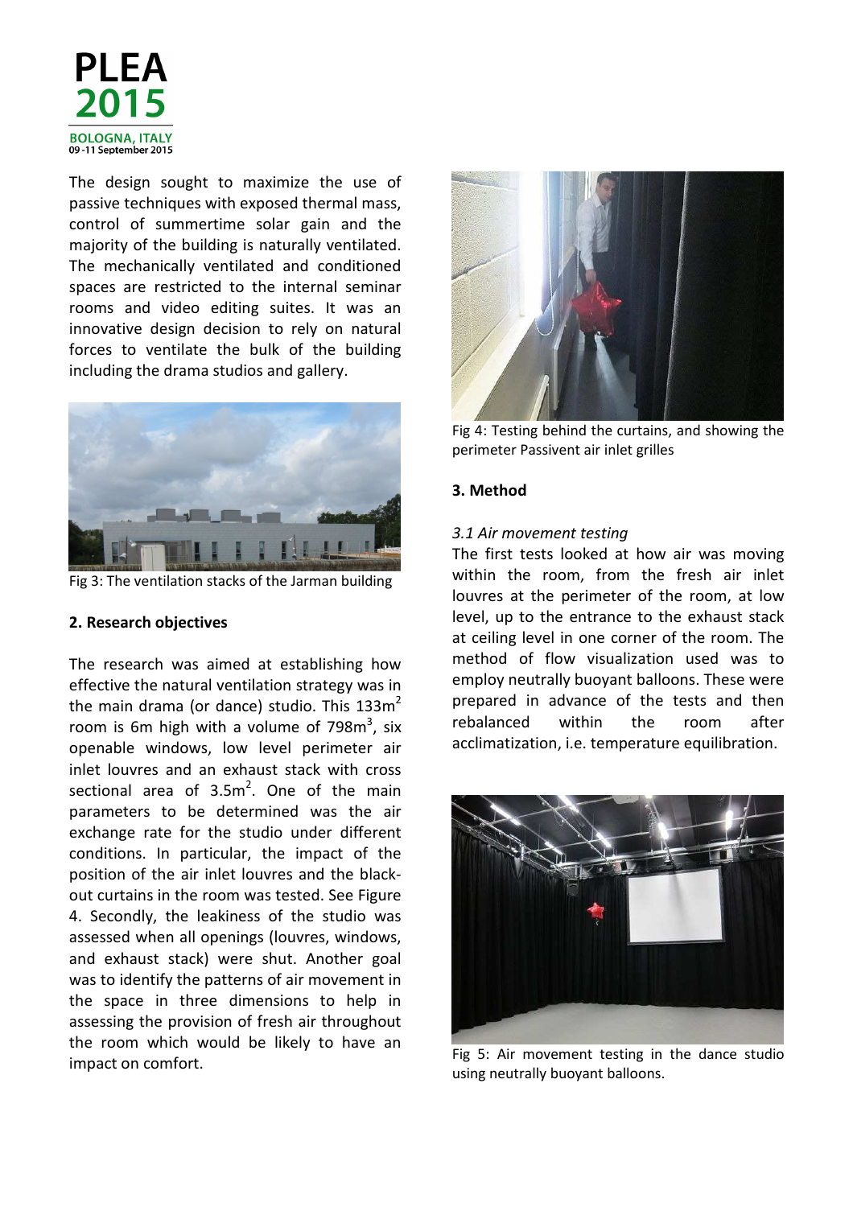The design sought to maximize the use of passive techniques with exposed thermal mass, control of summertime solar gain and the majority of the building is naturally ventilated. The mechanically ventilated and conditioned spaces are restricted to the internal seminar rooms and video editing suites. It was an innovative design decision to rely on natural forces to ventilate the bulk of the building including the drama studios and gallery.

Fig 3: The ventilation stacks of the Jarman building

**2. Research objectives**

The research was aimed at establishing how effective the natural ventilation strategy was in the main drama (or dance) studio. This 133m$^2$ room is 6m high with a volume of 798m$^3$, six openable windows, low level perimeter air inlet louvres and an exhaust stack with cross sectional area of 3.5m$^2$. One of the main parameters to be determined was the air exchange rate for the studio under different conditions. In particular, the impact of the position of the air inlet louvres and the black-out curtains in the room was tested. See Figure 4. Secondly, the leakiness of the studio was assessed when all openings (louvres, windows, and exhaust stack) were shut. Another goal was to identify the patterns of air movement in the space in three dimensions to help in assessing the provision of fresh air throughout the room which would be likely to have an impact on comfort.

Fig 4: Testing behind the curtains, and showing the perimeter Passivent air inlet grilles

**3. Method**

*3.1 Air movement testing*

The first tests looked at how air was moving within the room, from the fresh air inlet louvres at the perimeter of the room, at low level, up to the entrance to the exhaust stack at ceiling level in one corner of the room. The method of flow visualization used was to employ neutrally buoyant balloons. These were prepared in advance of the tests and then rebalanced within the room after acclimatization, i.e. temperature equilibration.

Fig 5: Air movement testing in the dance studio using neutrally buoyant balloons.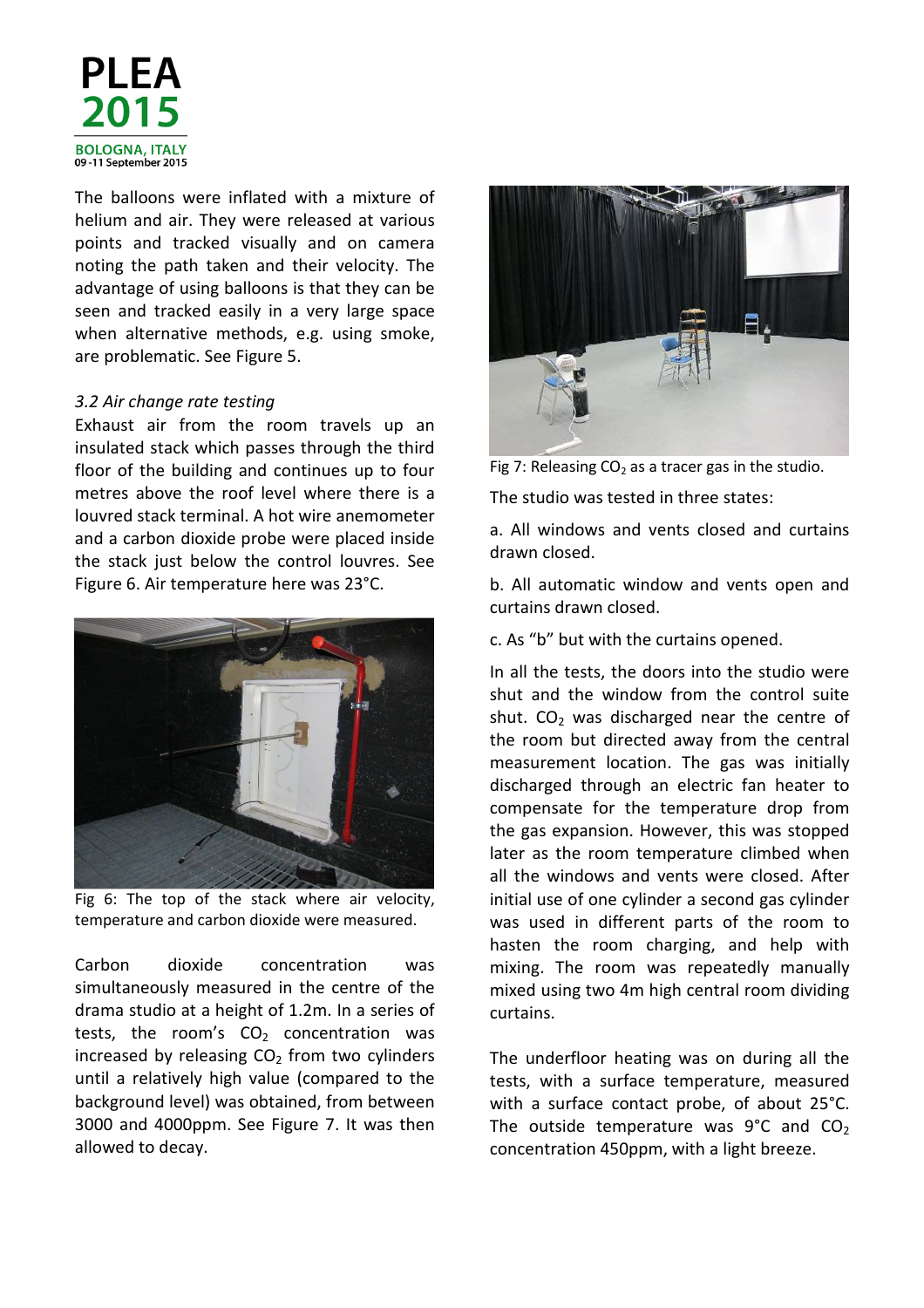The balloons were inflated with a mixture of helium and air. They were released at various points and tracked visually and on camera noting the path taken and their velocity. The advantage of using balloons is that they can be seen and tracked easily in a very large space when alternative methods, e.g. using smoke, are problematic. See Figure 5.

### *3.2 Air change rate testing*

Exhaust air from the room travels up an insulated stack which passes through the third floor of the building and continues up to four metres above the roof level where there is a louvred stack terminal. A hot wire anemometer and a carbon dioxide probe were placed inside the stack just below the control louvres. See Figure 6. Air temperature here was 23°C.

Fig 6: The top of the stack where air velocity, temperature and carbon dioxide were measured.

Carbon dioxide concentration was simultaneously measured in the centre of the drama studio at a height of 1.2m. In a series of tests, the room's $CO_2$ concentration was increased by releasing $CO_2$ from two cylinders until a relatively high value (compared to the background level) was obtained, from between 3000 and 4000ppm. See Figure 7. It was then allowed to decay.

Fig 7: Releasing $CO_2$ as a tracer gas in the studio.

The studio was tested in three states:

a. All windows and vents closed and curtains drawn closed.

b. All automatic window and vents open and curtains drawn closed.

c. As "b" but with the curtains opened.

In all the tests, the doors into the studio were shut and the window from the control suite shut. $CO_2$ was discharged near the centre of the room but directed away from the central measurement location. The gas was initially discharged through an electric fan heater to compensate for the temperature drop from the gas expansion. However, this was stopped later as the room temperature climbed when all the windows and vents were closed. After initial use of one cylinder a second gas cylinder was used in different parts of the room to hasten the room charging, and help with mixing. The room was repeatedly manually mixed using two 4m high central room dividing curtains.

The underfloor heating was on during all the tests, with a surface temperature, measured with a surface contact probe, of about 25°C. The outside temperature was 9°C and $CO_2$ concentration 450ppm, with a light breeze.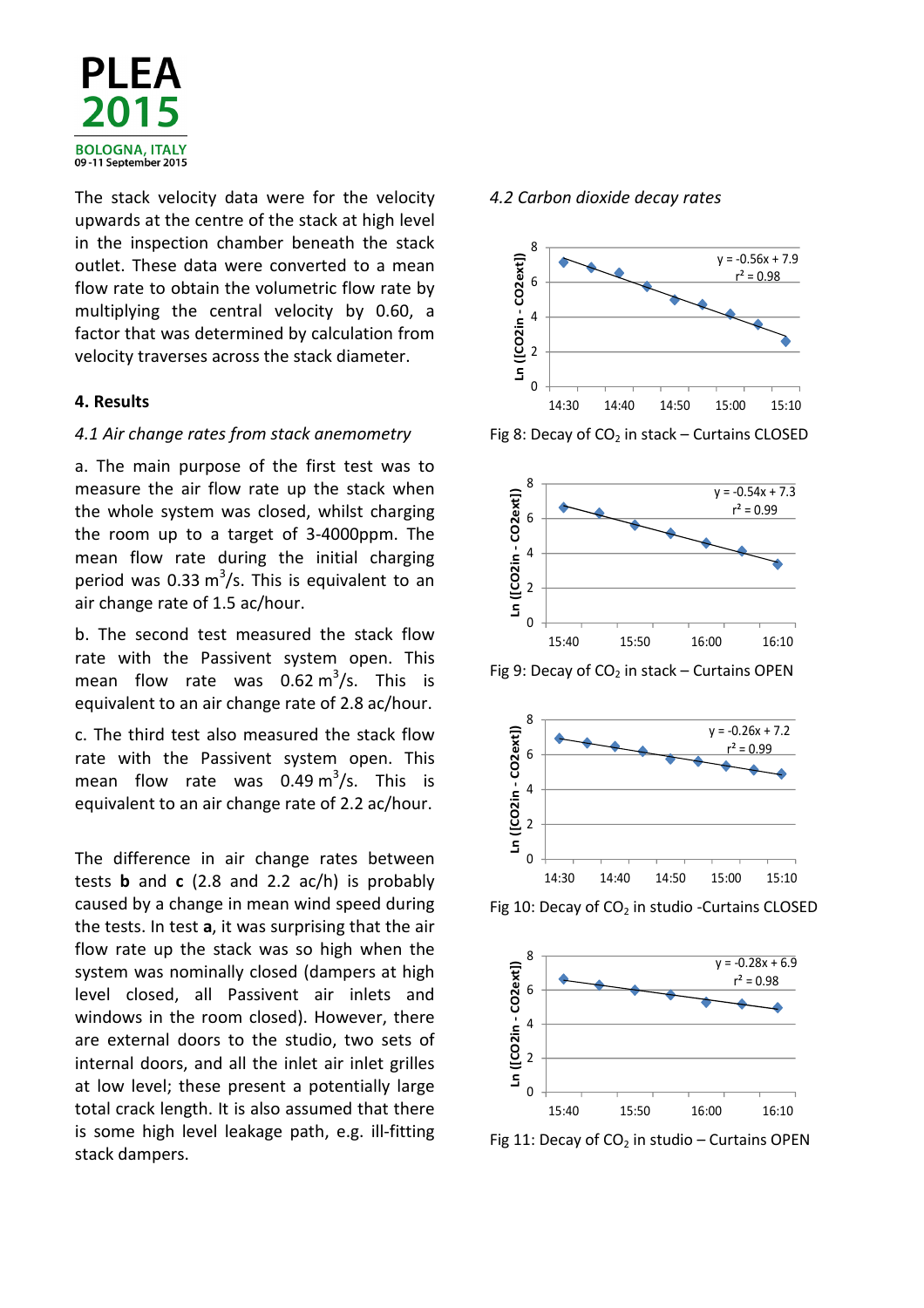The stack velocity data were for the velocity upwards at the centre of the stack at high level in the inspection chamber beneath the stack outlet. These data were converted to a mean flow rate to obtain the volumetric flow rate by multiplying the central velocity by 0.60, a factor that was determined by calculation from velocity traverses across the stack diameter.

## 4. Results

### *4.1 Air change rates from stack anemometry*

a. The main purpose of the first test was to measure the air flow rate up the stack when the whole system was closed, whilst charging the room up to a target of 3-4000ppm. The mean flow rate during the initial charging period was 0.33 $m^3/s$. This is equivalent to an air change rate of 1.5 ac/hour.

b. The second test measured the stack flow rate with the Passivent system open. This mean flow rate was 0.62 $m^3/s$. This is equivalent to an air change rate of 2.8 ac/hour.

c. The third test also measured the stack flow rate with the Passivent system open. This mean flow rate was 0.49 $m^3/s$. This is equivalent to an air change rate of 2.2 ac/hour.

The difference in air change rates between tests **b** and **c** (2.8 and 2.2 ac/h) is probably caused by a change in mean wind speed during the tests. In test **a**, it was surprising that the air flow rate up the stack was so high when the system was nominally closed (dampers at high level closed, all Passivent air inlets and windows in the room closed). However, there are external doors to the studio, two sets of internal doors, and all the inlet air inlet grilles at low level; these present a potentially large total crack length. It is also assumed that there is some high level leakage path, e.g. ill-fitting stack dampers.

### *4.2 Carbon dioxide decay rates*

Fig 8: Decay of $CO_2$ in stack – Curtains CLOSED

Fig 9: Decay of $CO_2$ in stack – Curtains OPEN

Fig 10: Decay of $CO_2$ in studio -Curtains CLOSED

Fig 11: Decay of $CO_2$ in studio – Curtains OPEN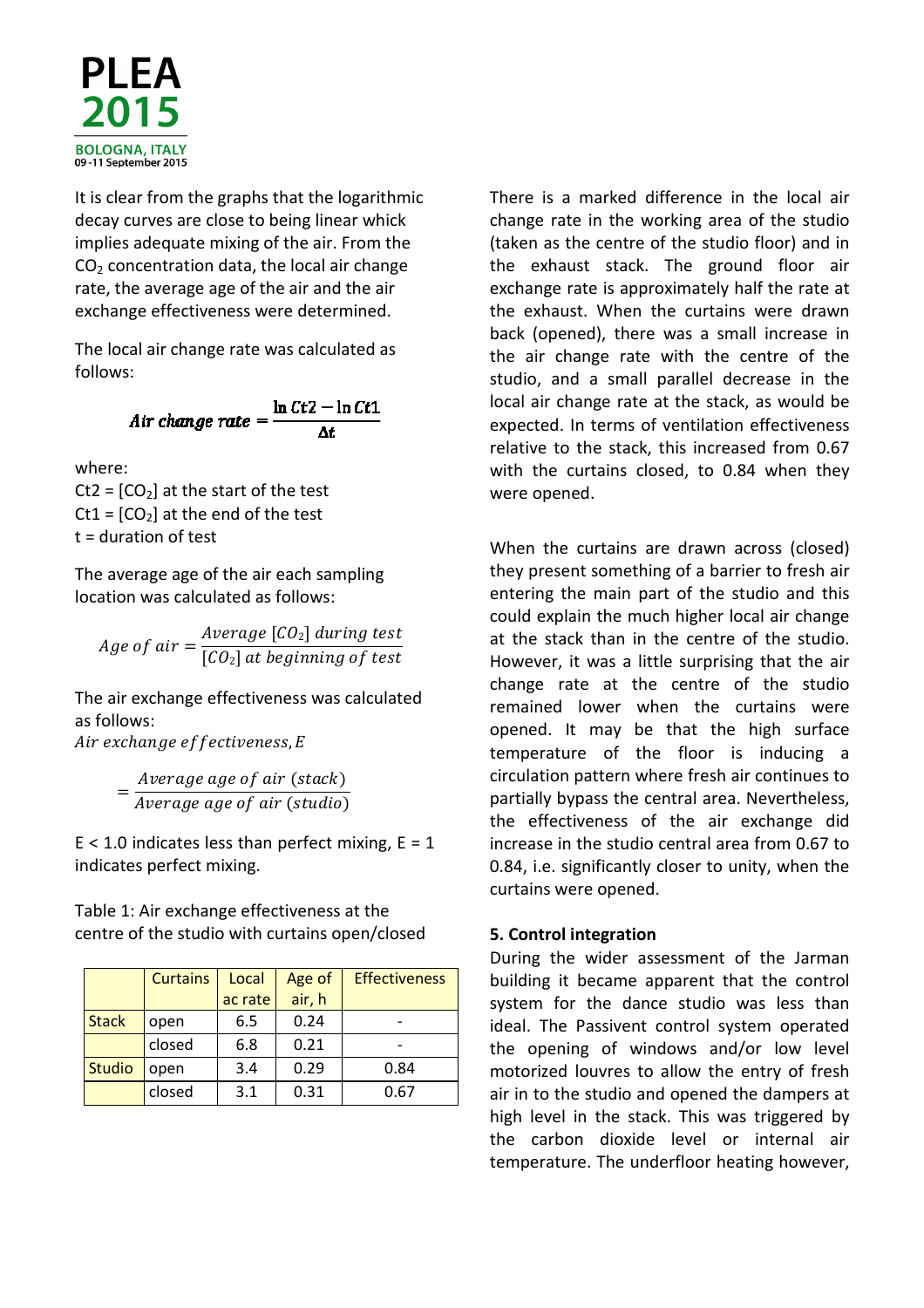It is clear from the graphs that the logarithmic decay curves are close to being linear which implies adequate mixing of the air. From the $CO_2$ concentration data, the local air change rate, the average age of the air and the air exchange effectiveness were determined.

The local air change rate was calculated as follows:

$$Air\ change\ rate = \frac{\ln Ct2 - \ln Ct1}{\Delta t}$$

where:
Ct2 = [$CO_2$] at the start of the test
Ct1 = [$CO_2$] at the end of the test
t = duration of test

The average age of the air each sampling location was calculated as follows:

$$Age\ of\ air = \frac{Average\ [CO_2]\ during\ test}{[CO_2]\ at\ beginning\ of\ test}$$

The air exchange effectiveness was calculated as follows:

$$Air\ exchange\ effectiveness, E = \frac{Average\ age\ of\ air\ (stack)}{Average\ age\ of\ air\ (studio)}$$

E < 1.0 indicates less than perfect mixing, E = 1 indicates perfect mixing.

Table 1: Air exchange effectiveness at the centre of the studio with curtains open/closed

| | Curtains | Local ac rate | Age of air, h | Effectiveness |
|---|---|---|---|---|
| Stack | open | 6.5 | 0.24 | - |
| | closed | 6.8 | 0.21 | - |
| Studio | open | 3.4 | 0.29 | 0.84 |
| | closed | 3.1 | 0.31 | 0.67 |

There is a marked difference in the local air change rate in the working area of the studio (taken as the centre of the studio floor) and in the exhaust stack. The ground floor air exchange rate is approximately half the rate at the exhaust. When the curtains were drawn back (opened), there was a small increase in the air change rate with the centre of the studio, and a small parallel decrease in the local air change rate at the stack, as would be expected. In terms of ventilation effectiveness relative to the stack, this increased from 0.67 with the curtains closed, to 0.84 when they were opened.

When the curtains are drawn across (closed) they present something of a barrier to fresh air entering the main part of the studio and this could explain the much higher local air change at the stack than in the centre of the studio. However, it was a little surprising that the air change rate at the centre of the studio remained lower when the curtains were opened. It may be that the high surface temperature of the floor is inducing a circulation pattern where fresh air continues to partially bypass the central area. Nevertheless, the effectiveness of the air exchange did increase in the studio central area from 0.67 to 0.84, i.e. significantly closer to unity, when the curtains were opened.

## 5. Control integration

During the wider assessment of the Jarman building it became apparent that the control system for the dance studio was less than ideal. The Passivent control system operated the opening of windows and/or low level motorized louvres to allow the entry of fresh air in to the studio and opened the dampers at high level in the stack. This was triggered by the carbon dioxide level or internal air temperature. The underfloor heating however,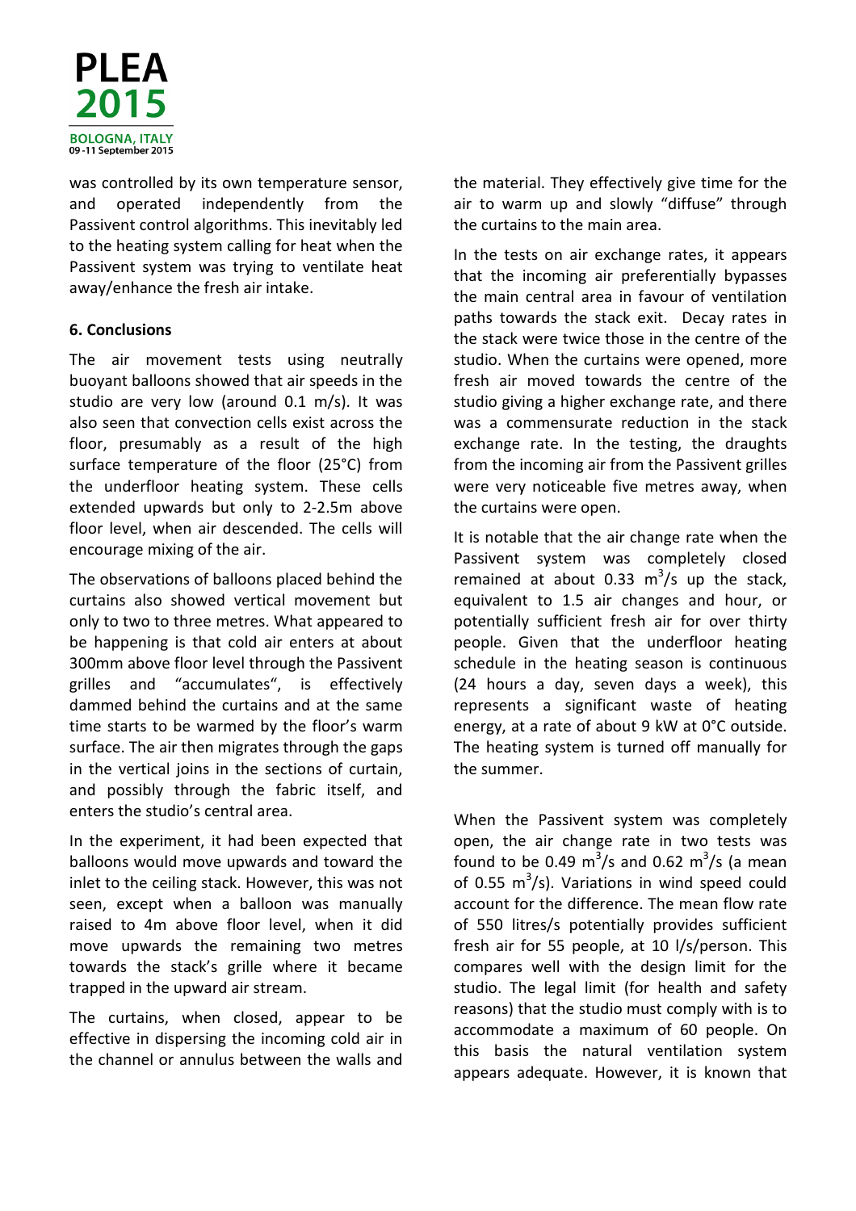was controlled by its own temperature sensor, and operated independently from the Passivent control algorithms. This inevitably led to the heating system calling for heat when the Passivent system was trying to ventilate heat away/enhance the fresh air intake.

## 6. Conclusions

The air movement tests using neutrally buoyant balloons showed that air speeds in the studio are very low (around 0.1 m/s). It was also seen that convection cells exist across the floor, presumably as a result of the high surface temperature of the floor (25°C) from the underfloor heating system. These cells extended upwards but only to 2-2.5m above floor level, when air descended. The cells will encourage mixing of the air.

The observations of balloons placed behind the curtains also showed vertical movement but only to two to three metres. What appeared to be happening is that cold air enters at about 300mm above floor level through the Passivent grilles and "accumulates", is effectively dammed behind the curtains and at the same time starts to be warmed by the floor's warm surface. The air then migrates through the gaps in the vertical joins in the sections of curtain, and possibly through the fabric itself, and enters the studio's central area.

In the experiment, it had been expected that balloons would move upwards and toward the inlet to the ceiling stack. However, this was not seen, except when a balloon was manually raised to 4m above floor level, when it did move upwards the remaining two metres towards the stack's grille where it became trapped in the upward air stream.

The curtains, when closed, appear to be effective in dispersing the incoming cold air in the channel or annulus between the walls and the material. They effectively give time for the air to warm up and slowly "diffuse" through the curtains to the main area.

In the tests on air exchange rates, it appears that the incoming air preferentially bypasses the main central area in favour of ventilation paths towards the stack exit. Decay rates in the stack were twice those in the centre of the studio. When the curtains were opened, more fresh air moved towards the centre of the studio giving a higher exchange rate, and there was a commensurate reduction in the stack exchange rate. In the testing, the draughts from the incoming air from the Passivent grilles were very noticeable five metres away, when the curtains were open.

It is notable that the air change rate when the Passivent system was completely closed remained at about 0.33 $m^3/s$ up the stack, equivalent to 1.5 air changes and hour, or potentially sufficient fresh air for over thirty people. Given that the underfloor heating schedule in the heating season is continuous (24 hours a day, seven days a week), this represents a significant waste of heating energy, at a rate of about 9 kW at 0°C outside. The heating system is turned off manually for the summer.

When the Passivent system was completely open, the air change rate in two tests was found to be 0.49 $m^3/s$ and 0.62 $m^3/s$ (a mean of 0.55 $m^3/s$). Variations in wind speed could account for the difference. The mean flow rate of 550 litres/s potentially provides sufficient fresh air for 55 people, at 10 l/s/person. This compares well with the design limit for the studio. The legal limit (for health and safety reasons) that the studio must comply with is to accommodate a maximum of 60 people. On this basis the natural ventilation system appears adequate. However, it is known that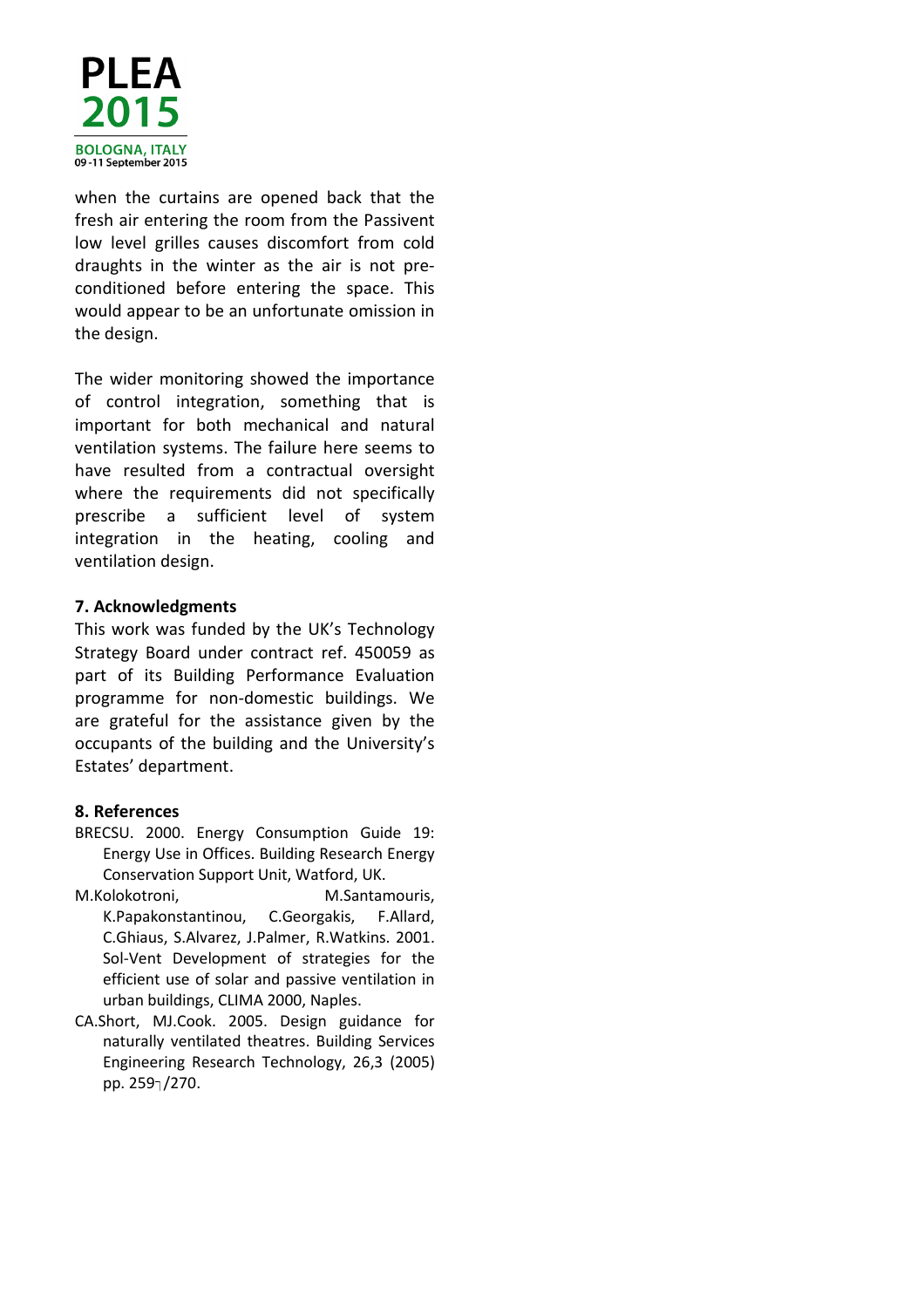when the curtains are opened back that the fresh air entering the room from the Passivent low level grilles causes discomfort from cold draughts in the winter as the air is not pre-conditioned before entering the space. This would appear to be an unfortunate omission in the design.

The wider monitoring showed the importance of control integration, something that is important for both mechanical and natural ventilation systems. The failure here seems to have resulted from a contractual oversight where the requirements did not specifically prescribe a sufficient level of system integration in the heating, cooling and ventilation design.

## 7. Acknowledgments

This work was funded by the UK's Technology Strategy Board under contract ref. 450059 as part of its Building Performance Evaluation programme for non-domestic buildings. We are grateful for the assistance given by the occupants of the building and the University's Estates' department.

## 8. References

BRECSU. 2000. Energy Consumption Guide 19: Energy Use in Offices. Building Research Energy Conservation Support Unit, Watford, UK.

M.Kolokotroni, M.Santamouris, K.Papakonstantinou, C.Georgakis, F.Allard, C.Ghiaus, S.Alvarez, J.Palmer, R.Watkins. 2001. Sol-Vent Development of strategies for the efficient use of solar and passive ventilation in urban buildings, CLIMA 2000, Naples.

CA.Short, MJ.Cook. 2005. Design guidance for naturally ventilated theatres. Building Services Engineering Research Technology, 26,3 (2005) pp. 259¬/270.